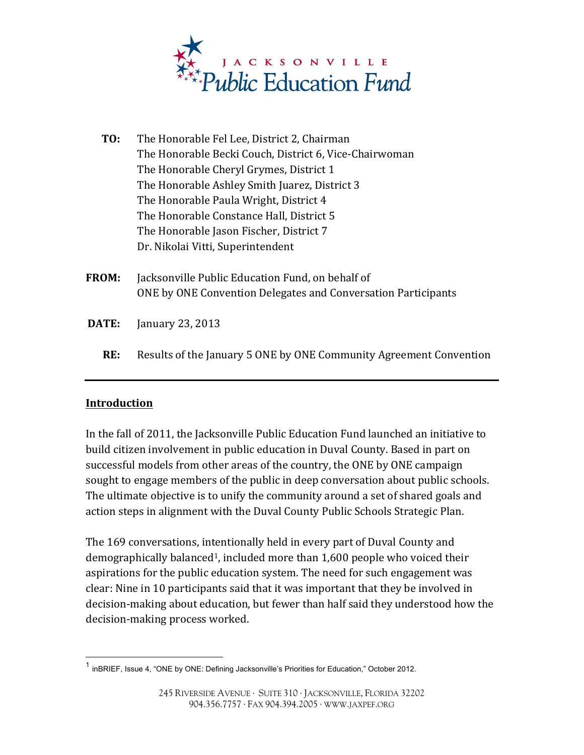JACKSONVILLE

Public Education Fund

**TO:** The Honorable Fel Lee, District 2, Chairman
The Honorable Becki Couch, District 6, Vice-Chairwoman
The Honorable Cheryl Grymes, District 1
The Honorable Ashley Smith Juarez, District 3
The Honorable Paula Wright, District 4
The Honorable Constance Hall, District 5
The Honorable Jason Fischer, District 7
Dr. Nikolai Vitti, Superintendent

**FROM:** Jacksonville Public Education Fund, on behalf of
ONE by ONE Convention Delegates and Conversation Participants

**DATE:** January 23, 2013

**RE:** Results of the January 5 ONE by ONE Community Agreement Convention

---

## Introduction

In the fall of 2011, the Jacksonville Public Education Fund launched an initiative to build citizen involvement in public education in Duval County. Based in part on successful models from other areas of the country, the ONE by ONE campaign sought to engage members of the public in deep conversation about public schools. The ultimate objective is to unify the community around a set of shared goals and action steps in alignment with the Duval County Public Schools Strategic Plan.

The 169 conversations, intentionally held in every part of Duval County and demographically balanced[1], included more than 1,600 people who voiced their aspirations for the public education system. The need for such engagement was clear: Nine in 10 participants said that it was important that they be involved in decision-making about education, but fewer than half said they understood how the decision-making process worked.

[1] inBRIEF, Issue 4, "ONE by ONE: Defining Jacksonville's Priorities for Education," October 2012.

245 Riverside Avenue · Suite 310 · Jacksonville, Florida 32202
904.356.7757 · Fax 904.394.2005 · www.jaxpef.org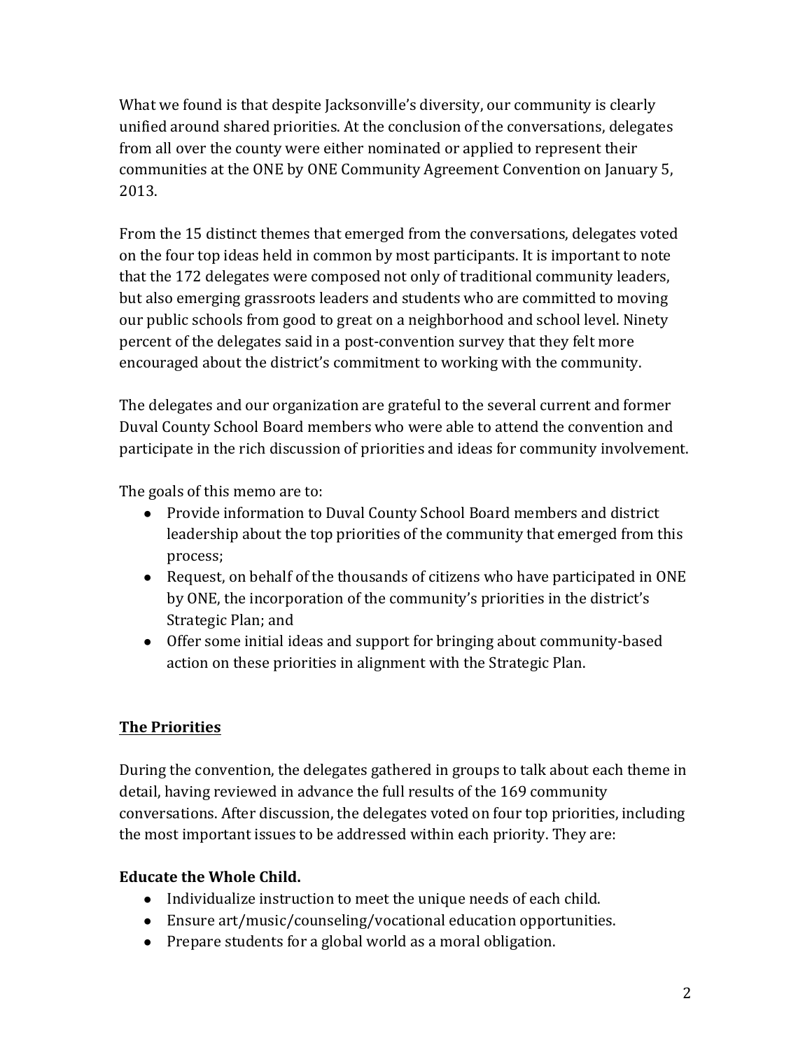What we found is that despite Jacksonville's diversity, our community is clearly unified around shared priorities. At the conclusion of the conversations, delegates from all over the county were either nominated or applied to represent their communities at the ONE by ONE Community Agreement Convention on January 5, 2013.

From the 15 distinct themes that emerged from the conversations, delegates voted on the four top ideas held in common by most participants. It is important to note that the 172 delegates were composed not only of traditional community leaders, but also emerging grassroots leaders and students who are committed to moving our public schools from good to great on a neighborhood and school level. Ninety percent of the delegates said in a post-convention survey that they felt more encouraged about the district's commitment to working with the community.

The delegates and our organization are grateful to the several current and former Duval County School Board members who were able to attend the convention and participate in the rich discussion of priorities and ideas for community involvement.

The goals of this memo are to:

- Provide information to Duval County School Board members and district leadership about the top priorities of the community that emerged from this process;
- Request, on behalf of the thousands of citizens who have participated in ONE by ONE, the incorporation of the community's priorities in the district's Strategic Plan; and
- Offer some initial ideas and support for bringing about community-based action on these priorities in alignment with the Strategic Plan.

## The Priorities

During the convention, the delegates gathered in groups to talk about each theme in detail, having reviewed in advance the full results of the 169 community conversations. After discussion, the delegates voted on four top priorities, including the most important issues to be addressed within each priority. They are:

### Educate the Whole Child.

- Individualize instruction to meet the unique needs of each child.
- Ensure art/music/counseling/vocational education opportunities.
- Prepare students for a global world as a moral obligation.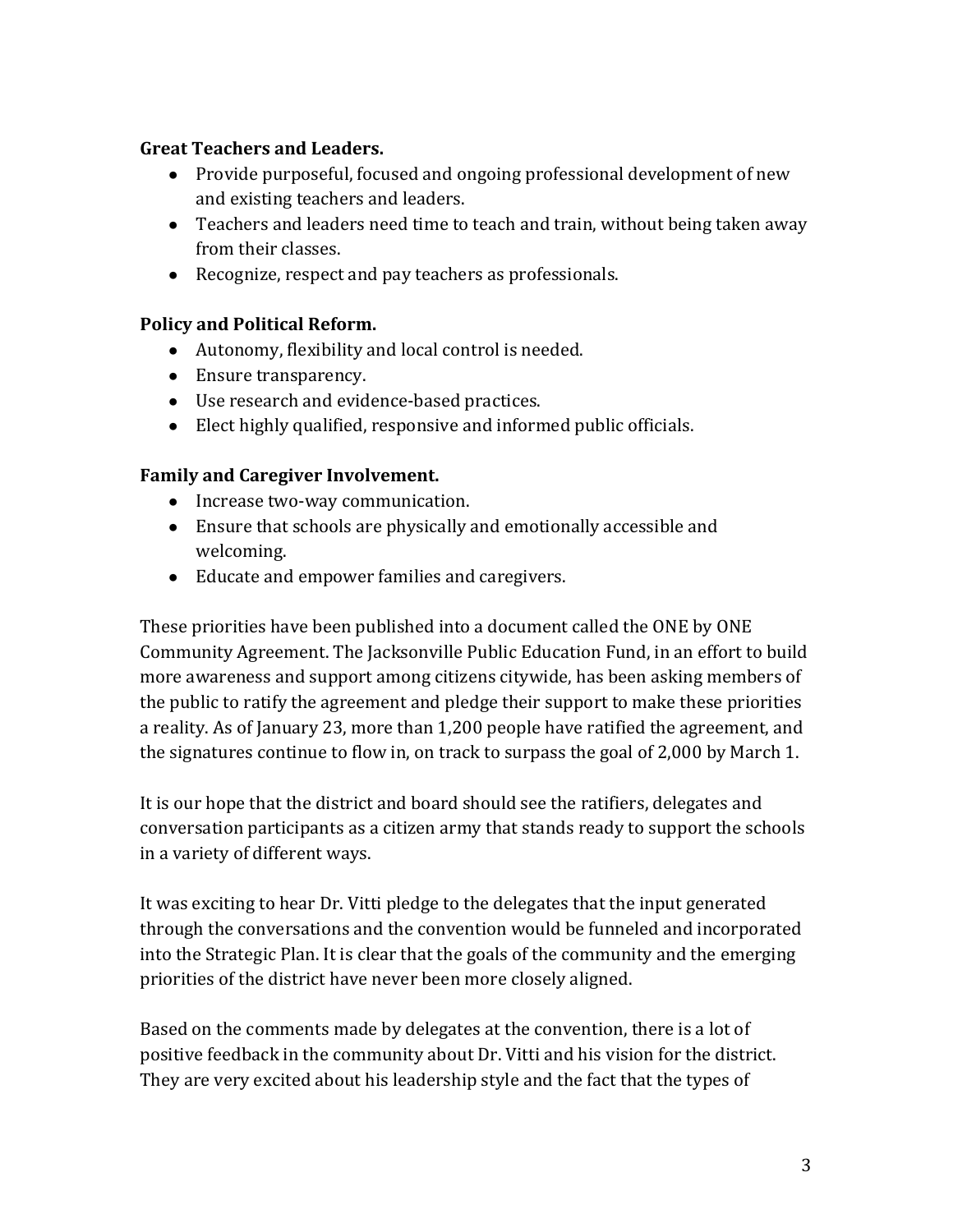**Great Teachers and Leaders.**

- Provide purposeful, focused and ongoing professional development of new and existing teachers and leaders.
- Teachers and leaders need time to teach and train, without being taken away from their classes.
- Recognize, respect and pay teachers as professionals.

**Policy and Political Reform.**

- Autonomy, flexibility and local control is needed.
- Ensure transparency.
- Use research and evidence-based practices.
- Elect highly qualified, responsive and informed public officials.

**Family and Caregiver Involvement.**

- Increase two-way communication.
- Ensure that schools are physically and emotionally accessible and welcoming.
- Educate and empower families and caregivers.

These priorities have been published into a document called the ONE by ONE Community Agreement. The Jacksonville Public Education Fund, in an effort to build more awareness and support among citizens citywide, has been asking members of the public to ratify the agreement and pledge their support to make these priorities a reality. As of January 23, more than 1,200 people have ratified the agreement, and the signatures continue to flow in, on track to surpass the goal of 2,000 by March 1.

It is our hope that the district and board should see the ratifiers, delegates and conversation participants as a citizen army that stands ready to support the schools in a variety of different ways.

It was exciting to hear Dr. Vitti pledge to the delegates that the input generated through the conversations and the convention would be funneled and incorporated into the Strategic Plan. It is clear that the goals of the community and the emerging priorities of the district have never been more closely aligned.

Based on the comments made by delegates at the convention, there is a lot of positive feedback in the community about Dr. Vitti and his vision for the district. They are very excited about his leadership style and the fact that the types of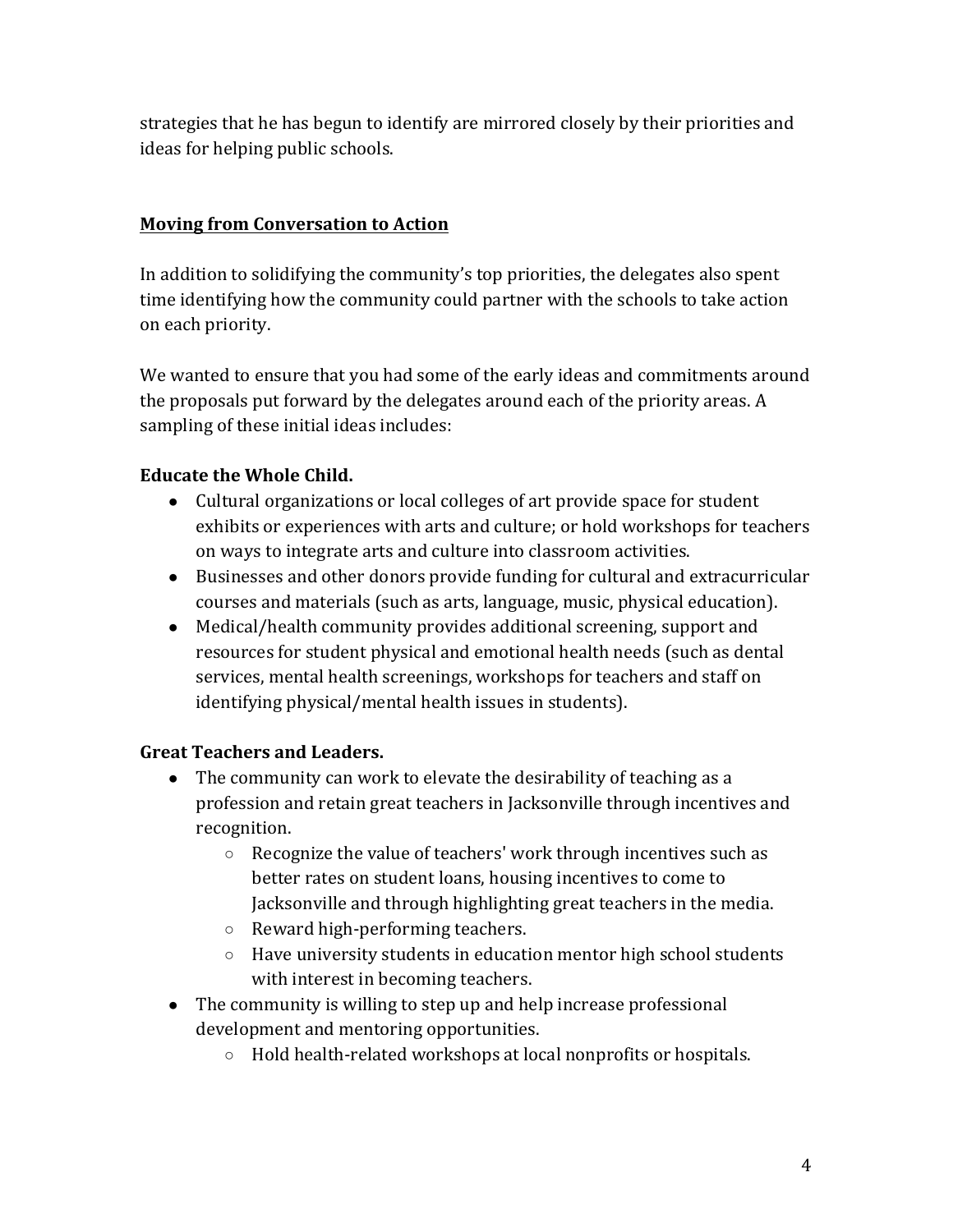strategies that he has begun to identify are mirrored closely by their priorities and ideas for helping public schools.

## Moving from Conversation to Action

In addition to solidifying the community's top priorities, the delegates also spent time identifying how the community could partner with the schools to take action on each priority.

We wanted to ensure that you had some of the early ideas and commitments around the proposals put forward by the delegates around each of the priority areas. A sampling of these initial ideas includes:

### Educate the Whole Child.

- Cultural organizations or local colleges of art provide space for student exhibits or experiences with arts and culture; or hold workshops for teachers on ways to integrate arts and culture into classroom activities.
- Businesses and other donors provide funding for cultural and extracurricular courses and materials (such as arts, language, music, physical education).
- Medical/health community provides additional screening, support and resources for student physical and emotional health needs (such as dental services, mental health screenings, workshops for teachers and staff on identifying physical/mental health issues in students).

### Great Teachers and Leaders.

- The community can work to elevate the desirability of teaching as a profession and retain great teachers in Jacksonville through incentives and recognition.
  - Recognize the value of teachers' work through incentives such as better rates on student loans, housing incentives to come to Jacksonville and through highlighting great teachers in the media.
  - Reward high-performing teachers.
  - Have university students in education mentor high school students with interest in becoming teachers.
- The community is willing to step up and help increase professional development and mentoring opportunities.
  - Hold health-related workshops at local nonprofits or hospitals.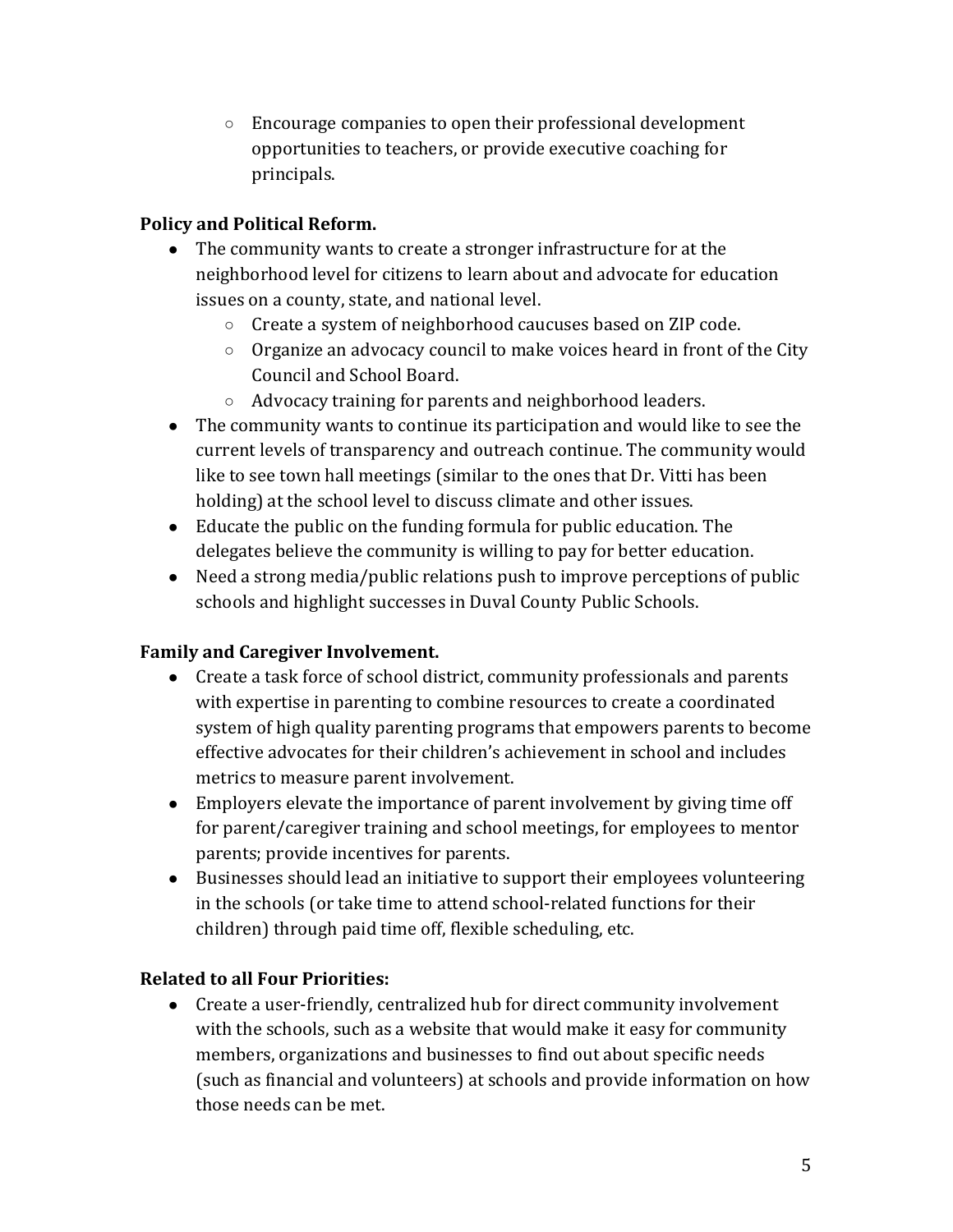- Encourage companies to open their professional development opportunities to teachers, or provide executive coaching for principals.

**Policy and Political Reform.**

- The community wants to create a stronger infrastructure for at the neighborhood level for citizens to learn about and advocate for education issues on a county, state, and national level.
    - Create a system of neighborhood caucuses based on ZIP code.
    - Organize an advocacy council to make voices heard in front of the City Council and School Board.
    - Advocacy training for parents and neighborhood leaders.
- The community wants to continue its participation and would like to see the current levels of transparency and outreach continue. The community would like to see town hall meetings (similar to the ones that Dr. Vitti has been holding) at the school level to discuss climate and other issues.
- Educate the public on the funding formula for public education. The delegates believe the community is willing to pay for better education.
- Need a strong media/public relations push to improve perceptions of public schools and highlight successes in Duval County Public Schools.

**Family and Caregiver Involvement.**

- Create a task force of school district, community professionals and parents with expertise in parenting to combine resources to create a coordinated system of high quality parenting programs that empowers parents to become effective advocates for their children's achievement in school and includes metrics to measure parent involvement.
- Employers elevate the importance of parent involvement by giving time off for parent/caregiver training and school meetings, for employees to mentor parents; provide incentives for parents.
- Businesses should lead an initiative to support their employees volunteering in the schools (or take time to attend school-related functions for their children) through paid time off, flexible scheduling, etc.

**Related to all Four Priorities:**

- Create a user-friendly, centralized hub for direct community involvement with the schools, such as a website that would make it easy for community members, organizations and businesses to find out about specific needs (such as financial and volunteers) at schools and provide information on how those needs can be met.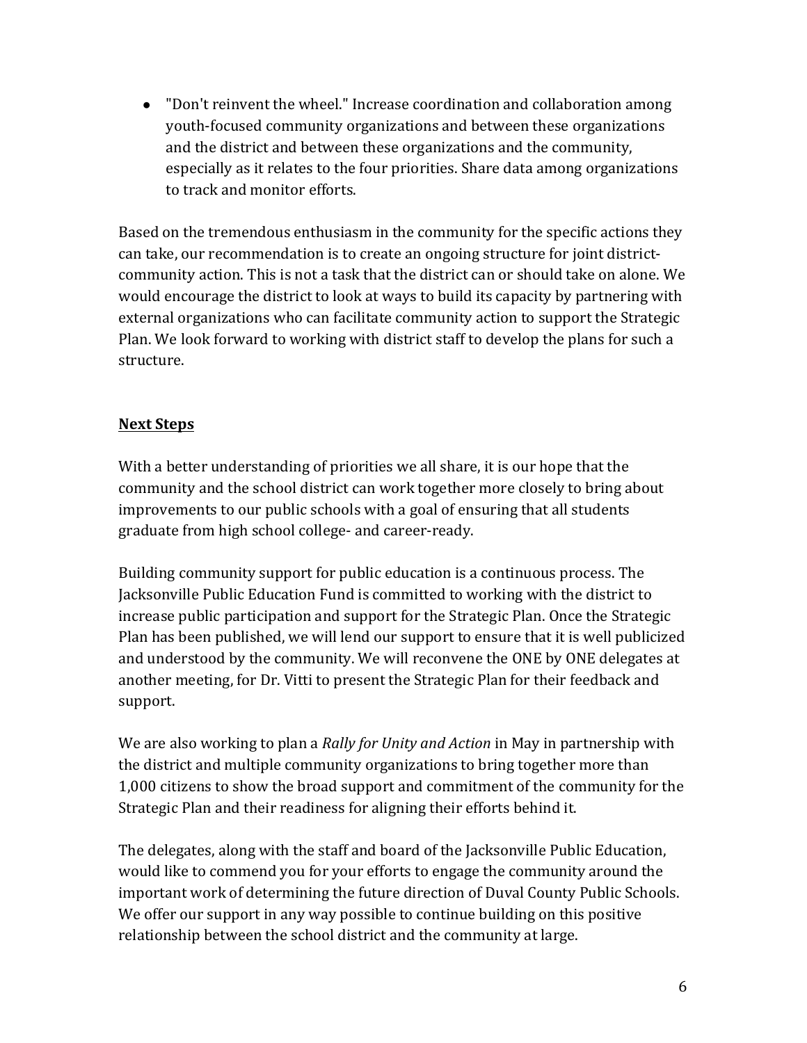- "Don't reinvent the wheel." Increase coordination and collaboration among youth-focused community organizations and between these organizations and the district and between these organizations and the community, especially as it relates to the four priorities. Share data among organizations to track and monitor efforts.

Based on the tremendous enthusiasm in the community for the specific actions they can take, our recommendation is to create an ongoing structure for joint district-community action. This is not a task that the district can or should take on alone. We would encourage the district to look at ways to build its capacity by partnering with external organizations who can facilitate community action to support the Strategic Plan. We look forward to working with district staff to develop the plans for such a structure.

## **Next Steps**

With a better understanding of priorities we all share, it is our hope that the community and the school district can work together more closely to bring about improvements to our public schools with a goal of ensuring that all students graduate from high school college- and career-ready.

Building community support for public education is a continuous process. The Jacksonville Public Education Fund is committed to working with the district to increase public participation and support for the Strategic Plan. Once the Strategic Plan has been published, we will lend our support to ensure that it is well publicized and understood by the community. We will reconvene the ONE by ONE delegates at another meeting, for Dr. Vitti to present the Strategic Plan for their feedback and support.

We are also working to plan a *Rally for Unity and Action* in May in partnership with the district and multiple community organizations to bring together more than 1,000 citizens to show the broad support and commitment of the community for the Strategic Plan and their readiness for aligning their efforts behind it.

The delegates, along with the staff and board of the Jacksonville Public Education, would like to commend you for your efforts to engage the community around the important work of determining the future direction of Duval County Public Schools. We offer our support in any way possible to continue building on this positive relationship between the school district and the community at large.